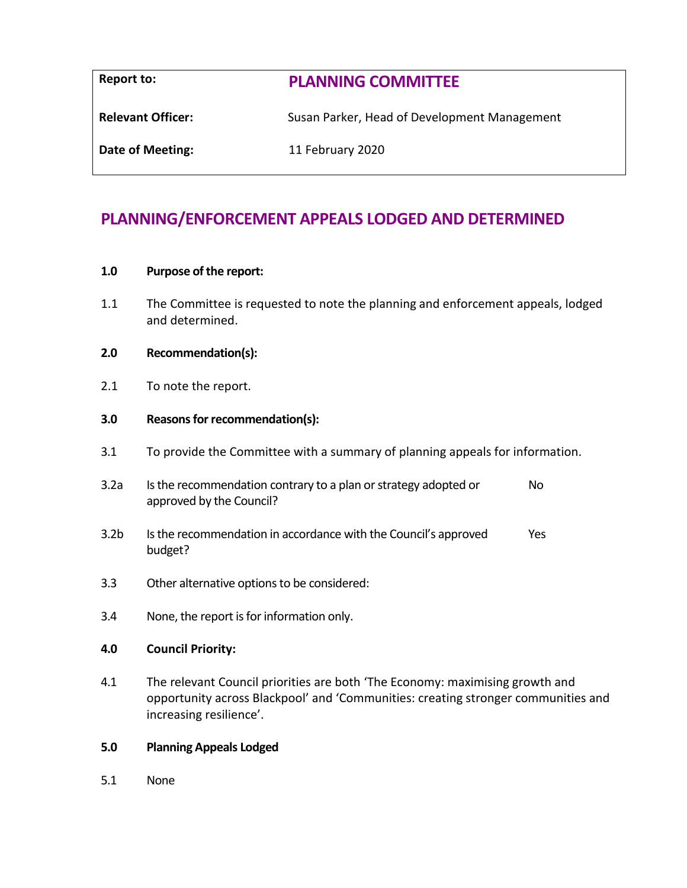| Report to: | **PLANNING COMMITTEE** |
| --- | --- |
| **Relevant Officer:** | Susan Parker, Head of Development Management |
| **Date of Meeting:** | 11 February 2020 |

# PLANNING/ENFORCEMENT APPEALS LODGED AND DETERMINED

**1.0 Purpose of the report:**

1.1 The Committee is requested to note the planning and enforcement appeals, lodged and determined.

**2.0 Recommendation(s):**

2.1 To note the report.

**3.0 Reasons for recommendation(s):**

3.1 To provide the Committee with a summary of planning appeals for information.

3.2a Is the recommendation contrary to a plan or strategy adopted or approved by the Council? No

3.2b Is the recommendation in accordance with the Council's approved budget? Yes

3.3 Other alternative options to be considered:

3.4 None, the report is for information only.

**4.0 Council Priority:**

4.1 The relevant Council priorities are both 'The Economy: maximising growth and opportunity across Blackpool' and 'Communities: creating stronger communities and increasing resilience'.

**5.0 Planning Appeals Lodged**

5.1 None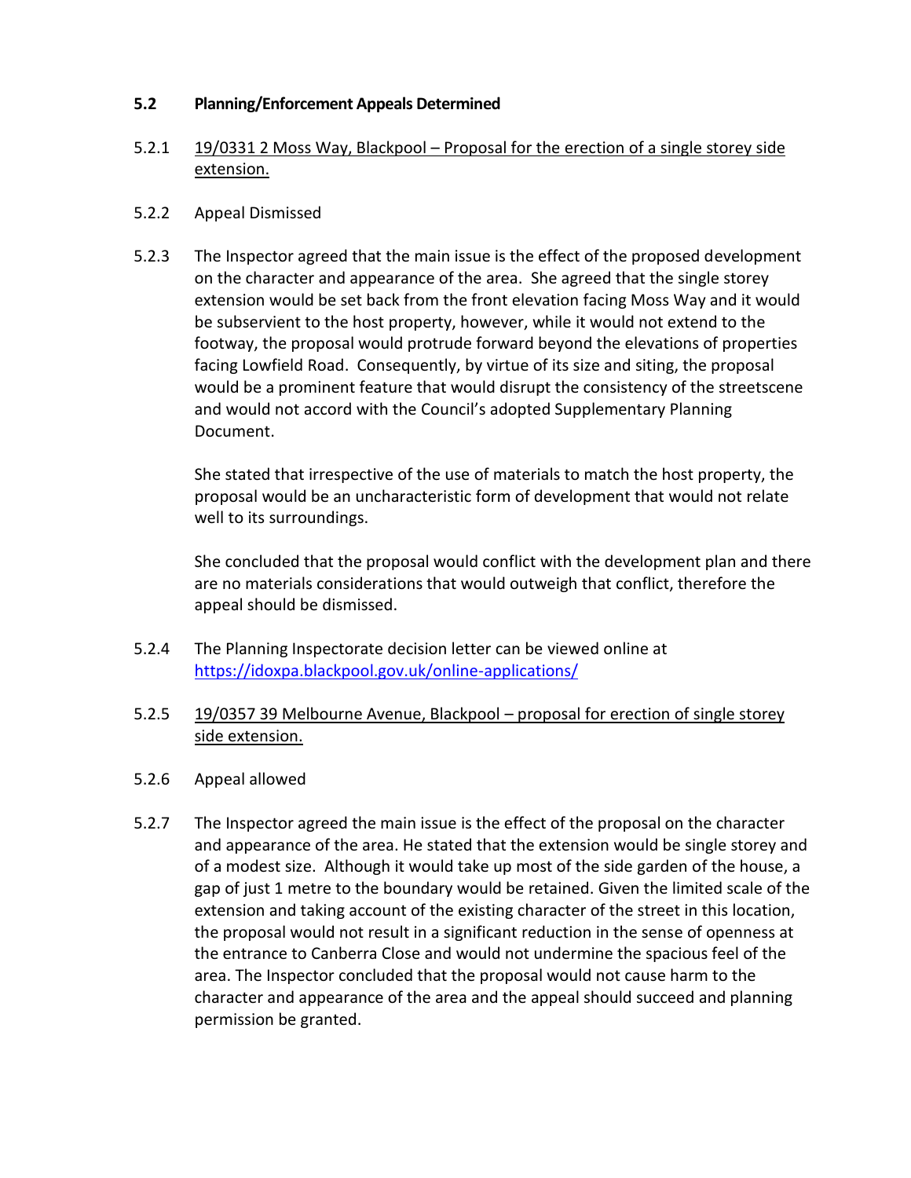## 5.2 Planning/Enforcement Appeals Determined

5.2.1 <u>19/0331 2 Moss Way, Blackpool – Proposal for the erection of a single storey side extension.</u>

5.2.2 Appeal Dismissed

5.2.3 The Inspector agreed that the main issue is the effect of the proposed development on the character and appearance of the area. She agreed that the single storey extension would be set back from the front elevation facing Moss Way and it would be subservient to the host property, however, while it would not extend to the footway, the proposal would protrude forward beyond the elevations of properties facing Lowfield Road. Consequently, by virtue of its size and siting, the proposal would be a prominent feature that would disrupt the consistency of the streetscene and would not accord with the Council's adopted Supplementary Planning Document.

She stated that irrespective of the use of materials to match the host property, the proposal would be an uncharacteristic form of development that would not relate well to its surroundings.

She concluded that the proposal would conflict with the development plan and there are no materials considerations that would outweigh that conflict, therefore the appeal should be dismissed.

5.2.4 The Planning Inspectorate decision letter can be viewed online at https://idoxpa.blackpool.gov.uk/online-applications/

5.2.5 <u>19/0357 39 Melbourne Avenue, Blackpool – proposal for erection of single storey side extension.</u>

5.2.6 Appeal allowed

5.2.7 The Inspector agreed the main issue is the effect of the proposal on the character and appearance of the area. He stated that the extension would be single storey and of a modest size. Although it would take up most of the side garden of the house, a gap of just 1 metre to the boundary would be retained. Given the limited scale of the extension and taking account of the existing character of the street in this location, the proposal would not result in a significant reduction in the sense of openness at the entrance to Canberra Close and would not undermine the spacious feel of the area. The Inspector concluded that the proposal would not cause harm to the character and appearance of the area and the appeal should succeed and planning permission be granted.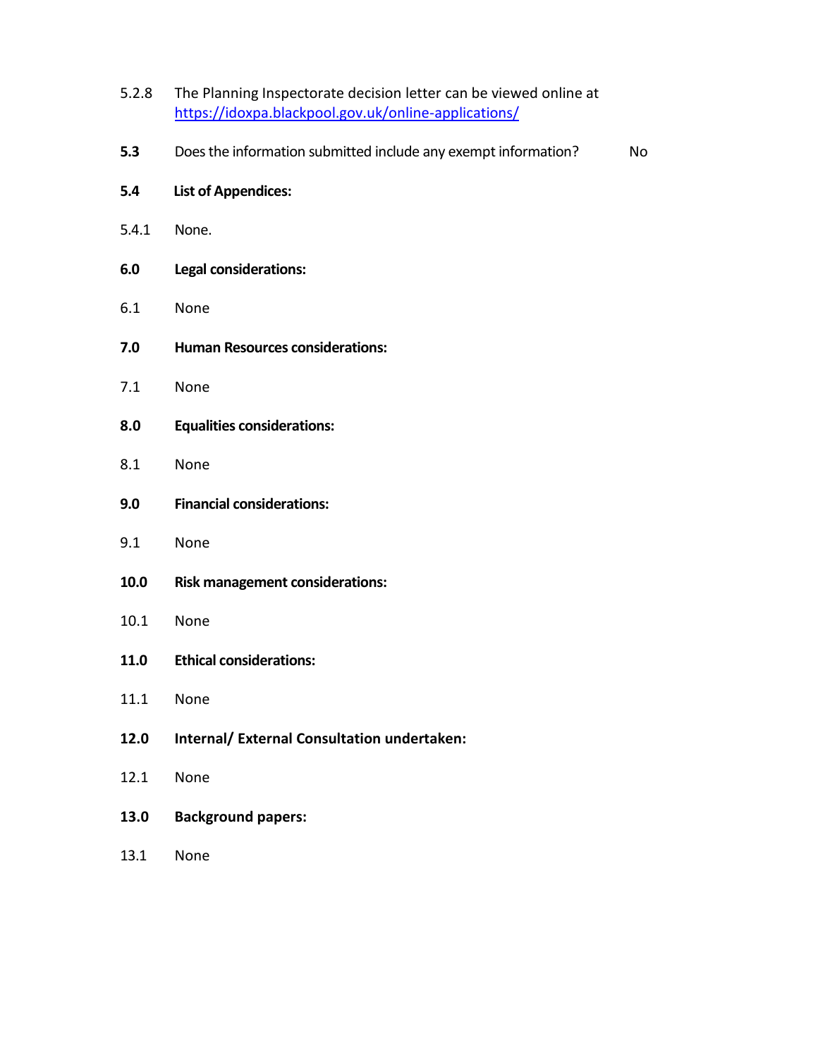5.2.8 The Planning Inspectorate decision letter can be viewed online at https://idoxpa.blackpool.gov.uk/online-applications/

**5.3** Does the information submitted include any exempt information? No

**5.4 List of Appendices:**

5.4.1 None.

**6.0 Legal considerations:**

6.1 None

**7.0 Human Resources considerations:**

7.1 None

**8.0 Equalities considerations:**

8.1 None

**9.0 Financial considerations:**

9.1 None

**10.0 Risk management considerations:**

10.1 None

**11.0 Ethical considerations:**

11.1 None

**12.0 Internal/ External Consultation undertaken:**

12.1 None

**13.0 Background papers:**

13.1 None